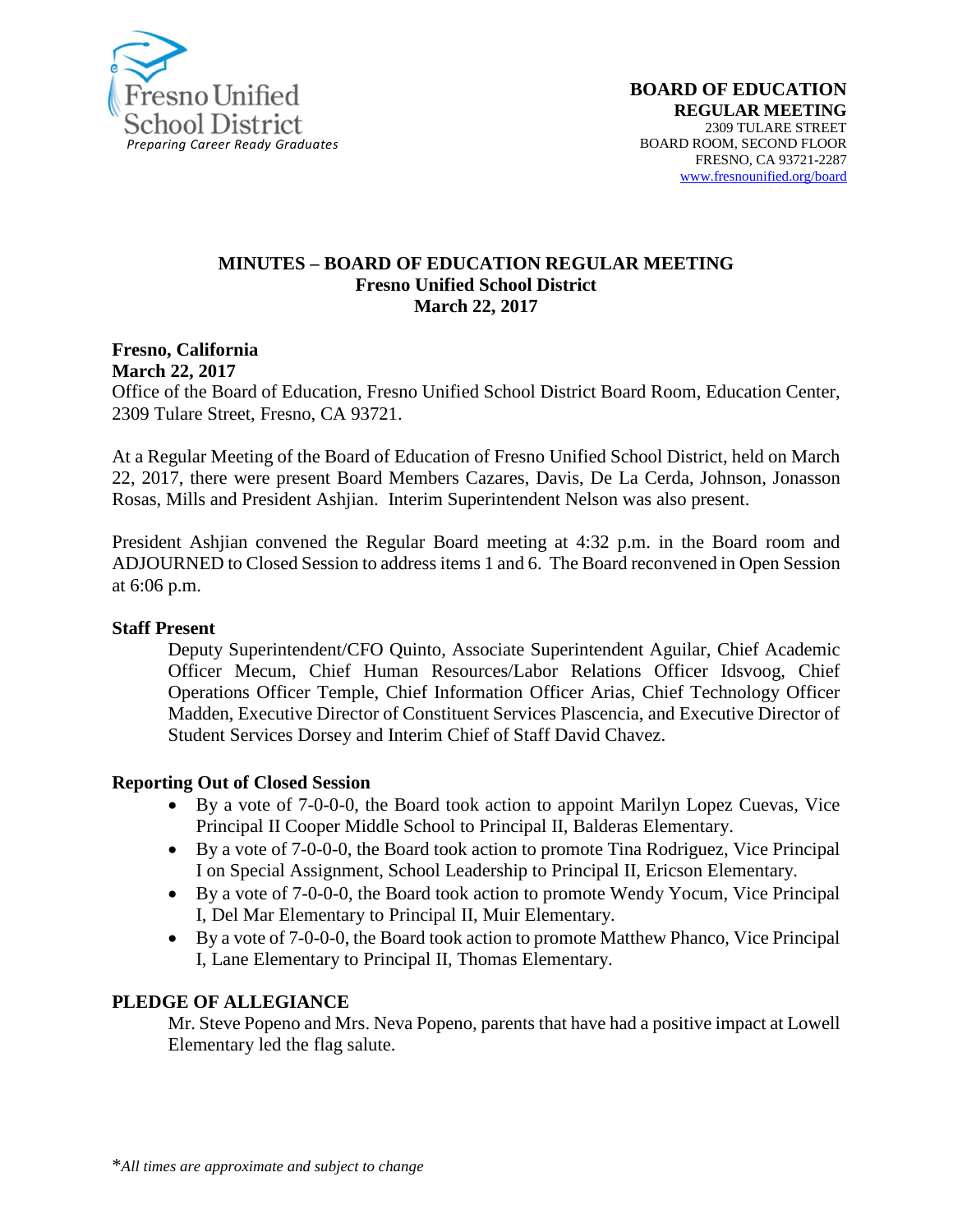Fresno Unified School District
*Preparing Career Ready Graduates*

**BOARD OF EDUCATION**
**REGULAR MEETING**
2309 TULARE STREET
BOARD ROOM, SECOND FLOOR
FRESNO, CA 93721-2287
www.fresnounified.org/board

# MINUTES – BOARD OF EDUCATION REGULAR MEETING
## Fresno Unified School District
## March 22, 2017

**Fresno, California**
**March 22, 2017**
Office of the Board of Education, Fresno Unified School District Board Room, Education Center, 2309 Tulare Street, Fresno, CA 93721.

At a Regular Meeting of the Board of Education of Fresno Unified School District, held on March 22, 2017, there were present Board Members Cazares, Davis, De La Cerda, Johnson, Jonasson Rosas, Mills and President Ashjian. Interim Superintendent Nelson was also present.

President Ashjian convened the Regular Board meeting at 4:32 p.m. in the Board room and ADJOURNED to Closed Session to address items 1 and 6. The Board reconvened in Open Session at 6:06 p.m.

**Staff Present**

Deputy Superintendent/CFO Quinto, Associate Superintendent Aguilar, Chief Academic Officer Mecum, Chief Human Resources/Labor Relations Officer Idsvoog, Chief Operations Officer Temple, Chief Information Officer Arias, Chief Technology Officer Madden, Executive Director of Constituent Services Plascencia, and Executive Director of Student Services Dorsey and Interim Chief of Staff David Chavez.

**Reporting Out of Closed Session**

- By a vote of 7-0-0-0, the Board took action to appoint Marilyn Lopez Cuevas, Vice Principal II Cooper Middle School to Principal II, Balderas Elementary.
- By a vote of 7-0-0-0, the Board took action to promote Tina Rodriguez, Vice Principal I on Special Assignment, School Leadership to Principal II, Ericson Elementary.
- By a vote of 7-0-0-0, the Board took action to promote Wendy Yocum, Vice Principal I, Del Mar Elementary to Principal II, Muir Elementary.
- By a vote of 7-0-0-0, the Board took action to promote Matthew Phanco, Vice Principal I, Lane Elementary to Principal II, Thomas Elementary.

**PLEDGE OF ALLEGIANCE**

Mr. Steve Popeno and Mrs. Neva Popeno, parents that have had a positive impact at Lowell Elementary led the flag salute.

**All times are approximate and subject to change*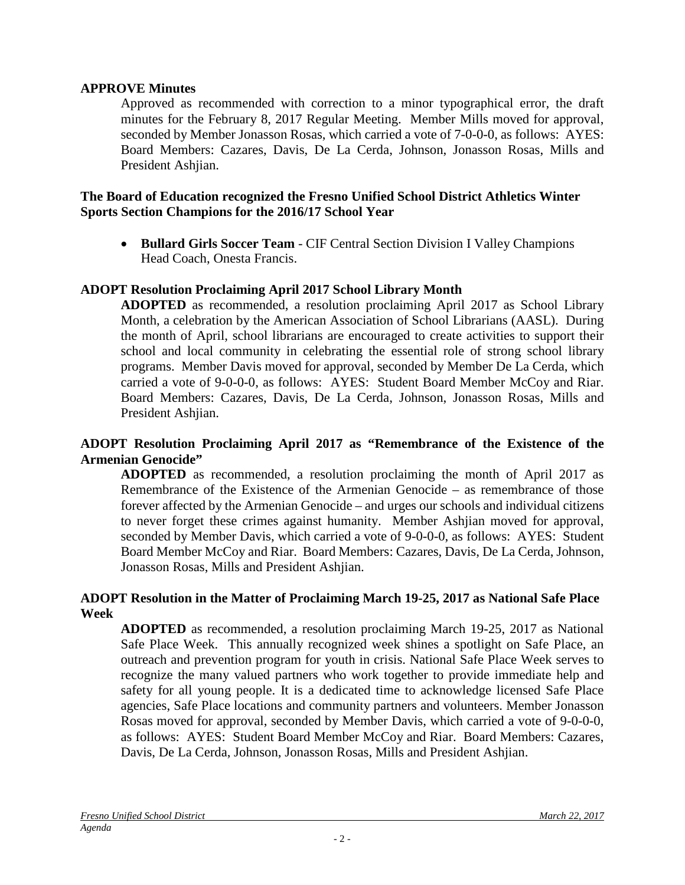**APPROVE Minutes**

Approved as recommended with correction to a minor typographical error, the draft minutes for the February 8, 2017 Regular Meeting. Member Mills moved for approval, seconded by Member Jonasson Rosas, which carried a vote of 7-0-0-0, as follows: AYES: Board Members: Cazares, Davis, De La Cerda, Johnson, Jonasson Rosas, Mills and President Ashjian.

**The Board of Education recognized the Fresno Unified School District Athletics Winter Sports Section Champions for the 2016/17 School Year**

- **Bullard Girls Soccer Team** - CIF Central Section Division I Valley Champions Head Coach, Onesta Francis.

**ADOPT Resolution Proclaiming April 2017 School Library Month**

**ADOPTED** as recommended, a resolution proclaiming April 2017 as School Library Month, a celebration by the American Association of School Librarians (AASL). During the month of April, school librarians are encouraged to create activities to support their school and local community in celebrating the essential role of strong school library programs. Member Davis moved for approval, seconded by Member De La Cerda, which carried a vote of 9-0-0-0, as follows: AYES: Student Board Member McCoy and Riar. Board Members: Cazares, Davis, De La Cerda, Johnson, Jonasson Rosas, Mills and President Ashjian.

**ADOPT Resolution Proclaiming April 2017 as "Remembrance of the Existence of the Armenian Genocide"**

**ADOPTED** as recommended, a resolution proclaiming the month of April 2017 as Remembrance of the Existence of the Armenian Genocide – as remembrance of those forever affected by the Armenian Genocide – and urges our schools and individual citizens to never forget these crimes against humanity. Member Ashjian moved for approval, seconded by Member Davis, which carried a vote of 9-0-0-0, as follows: AYES: Student Board Member McCoy and Riar. Board Members: Cazares, Davis, De La Cerda, Johnson, Jonasson Rosas, Mills and President Ashjian.

**ADOPT Resolution in the Matter of Proclaiming March 19-25, 2017 as National Safe Place Week**

**ADOPTED** as recommended, a resolution proclaiming March 19-25, 2017 as National Safe Place Week. This annually recognized week shines a spotlight on Safe Place, an outreach and prevention program for youth in crisis. National Safe Place Week serves to recognize the many valued partners who work together to provide immediate help and safety for all young people. It is a dedicated time to acknowledge licensed Safe Place agencies, Safe Place locations and community partners and volunteers. Member Jonasson Rosas moved for approval, seconded by Member Davis, which carried a vote of 9-0-0-0, as follows: AYES: Student Board Member McCoy and Riar. Board Members: Cazares, Davis, De La Cerda, Johnson, Jonasson Rosas, Mills and President Ashjian.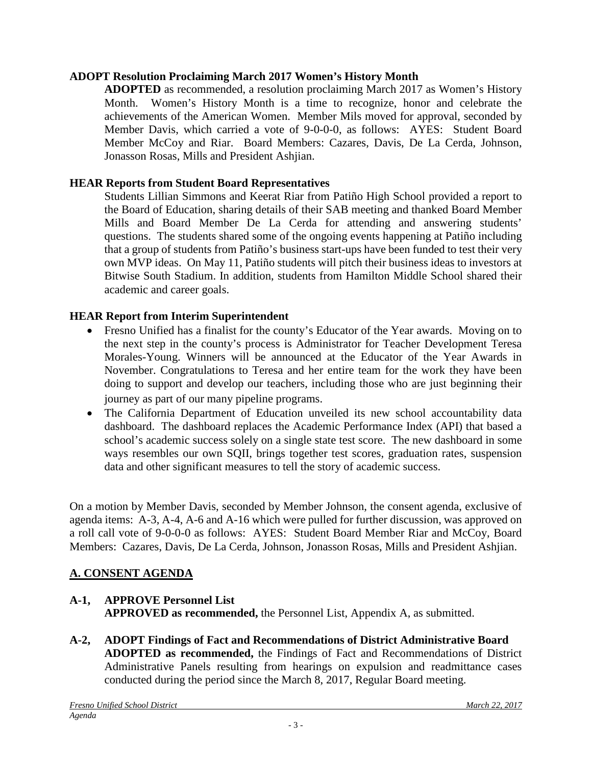**ADOPT Resolution Proclaiming March 2017 Women's History Month**

**ADOPTED** as recommended, a resolution proclaiming March 2017 as Women's History Month. Women's History Month is a time to recognize, honor and celebrate the achievements of the American Women. Member Mils moved for approval, seconded by Member Davis, which carried a vote of 9-0-0-0, as follows: AYES: Student Board Member McCoy and Riar. Board Members: Cazares, Davis, De La Cerda, Johnson, Jonasson Rosas, Mills and President Ashjian.

**HEAR Reports from Student Board Representatives**

Students Lillian Simmons and Keerat Riar from Patiño High School provided a report to the Board of Education, sharing details of their SAB meeting and thanked Board Member Mills and Board Member De La Cerda for attending and answering students' questions. The students shared some of the ongoing events happening at Patiño including that a group of students from Patiño's business start-ups have been funded to test their very own MVP ideas. On May 11, Patiño students will pitch their business ideas to investors at Bitwise South Stadium. In addition, students from Hamilton Middle School shared their academic and career goals.

**HEAR Report from Interim Superintendent**

- Fresno Unified has a finalist for the county's Educator of the Year awards. Moving on to the next step in the county's process is Administrator for Teacher Development Teresa Morales-Young. Winners will be announced at the Educator of the Year Awards in November. Congratulations to Teresa and her entire team for the work they have been doing to support and develop our teachers, including those who are just beginning their journey as part of our many pipeline programs.
- The California Department of Education unveiled its new school accountability data dashboard. The dashboard replaces the Academic Performance Index (API) that based a school's academic success solely on a single state test score. The new dashboard in some ways resembles our own SQII, brings together test scores, graduation rates, suspension data and other significant measures to tell the story of academic success.

On a motion by Member Davis, seconded by Member Johnson, the consent agenda, exclusive of agenda items: A-3, A-4, A-6 and A-16 which were pulled for further discussion, was approved on a roll call vote of 9-0-0-0 as follows: AYES: Student Board Member Riar and McCoy, Board Members: Cazares, Davis, De La Cerda, Johnson, Jonasson Rosas, Mills and President Ashjian.

## A. CONSENT AGENDA

**A-1, APPROVE Personnel List**

**APPROVED as recommended,** the Personnel List, Appendix A, as submitted.

**A-2, ADOPT Findings of Fact and Recommendations of District Administrative Board**

**ADOPTED as recommended,** the Findings of Fact and Recommendations of District Administrative Panels resulting from hearings on expulsion and readmittance cases conducted during the period since the March 8, 2017, Regular Board meeting.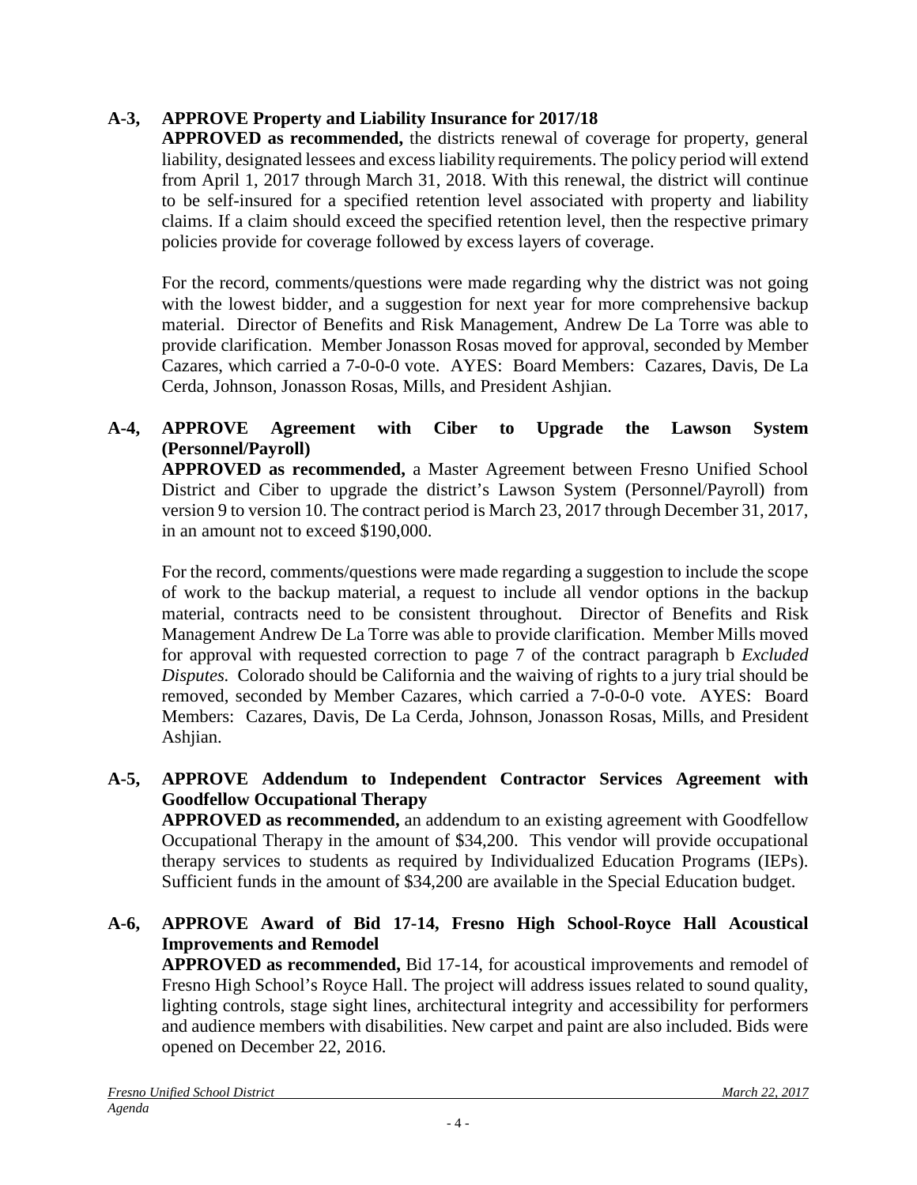**A-3, APPROVE Property and Liability Insurance for 2017/18**

**APPROVED as recommended,** the districts renewal of coverage for property, general liability, designated lessees and excess liability requirements. The policy period will extend from April 1, 2017 through March 31, 2018. With this renewal, the district will continue to be self-insured for a specified retention level associated with property and liability claims. If a claim should exceed the specified retention level, then the respective primary policies provide for coverage followed by excess layers of coverage.

For the record, comments/questions were made regarding why the district was not going with the lowest bidder, and a suggestion for next year for more comprehensive backup material. Director of Benefits and Risk Management, Andrew De La Torre was able to provide clarification. Member Jonasson Rosas moved for approval, seconded by Member Cazares, which carried a 7-0-0-0 vote. AYES: Board Members: Cazares, Davis, De La Cerda, Johnson, Jonasson Rosas, Mills, and President Ashjian.

**A-4, APPROVE Agreement with Ciber to Upgrade the Lawson System (Personnel/Payroll)**

**APPROVED as recommended,** a Master Agreement between Fresno Unified School District and Ciber to upgrade the district's Lawson System (Personnel/Payroll) from version 9 to version 10. The contract period is March 23, 2017 through December 31, 2017, in an amount not to exceed $190,000.

For the record, comments/questions were made regarding a suggestion to include the scope of work to the backup material, a request to include all vendor options in the backup material, contracts need to be consistent throughout. Director of Benefits and Risk Management Andrew De La Torre was able to provide clarification. Member Mills moved for approval with requested correction to page 7 of the contract paragraph b *Excluded Disputes.* Colorado should be California and the waiving of rights to a jury trial should be removed, seconded by Member Cazares, which carried a 7-0-0-0 vote. AYES: Board Members: Cazares, Davis, De La Cerda, Johnson, Jonasson Rosas, Mills, and President Ashjian.

**A-5, APPROVE Addendum to Independent Contractor Services Agreement with Goodfellow Occupational Therapy**

**APPROVED as recommended,** an addendum to an existing agreement with Goodfellow Occupational Therapy in the amount of $34,200. This vendor will provide occupational therapy services to students as required by Individualized Education Programs (IEPs). Sufficient funds in the amount of $34,200 are available in the Special Education budget.

**A-6, APPROVE Award of Bid 17-14, Fresno High School-Royce Hall Acoustical Improvements and Remodel**

**APPROVED as recommended,** Bid 17-14, for acoustical improvements and remodel of Fresno High School's Royce Hall. The project will address issues related to sound quality, lighting controls, stage sight lines, architectural integrity and accessibility for performers and audience members with disabilities. New carpet and paint are also included. Bids were opened on December 22, 2016.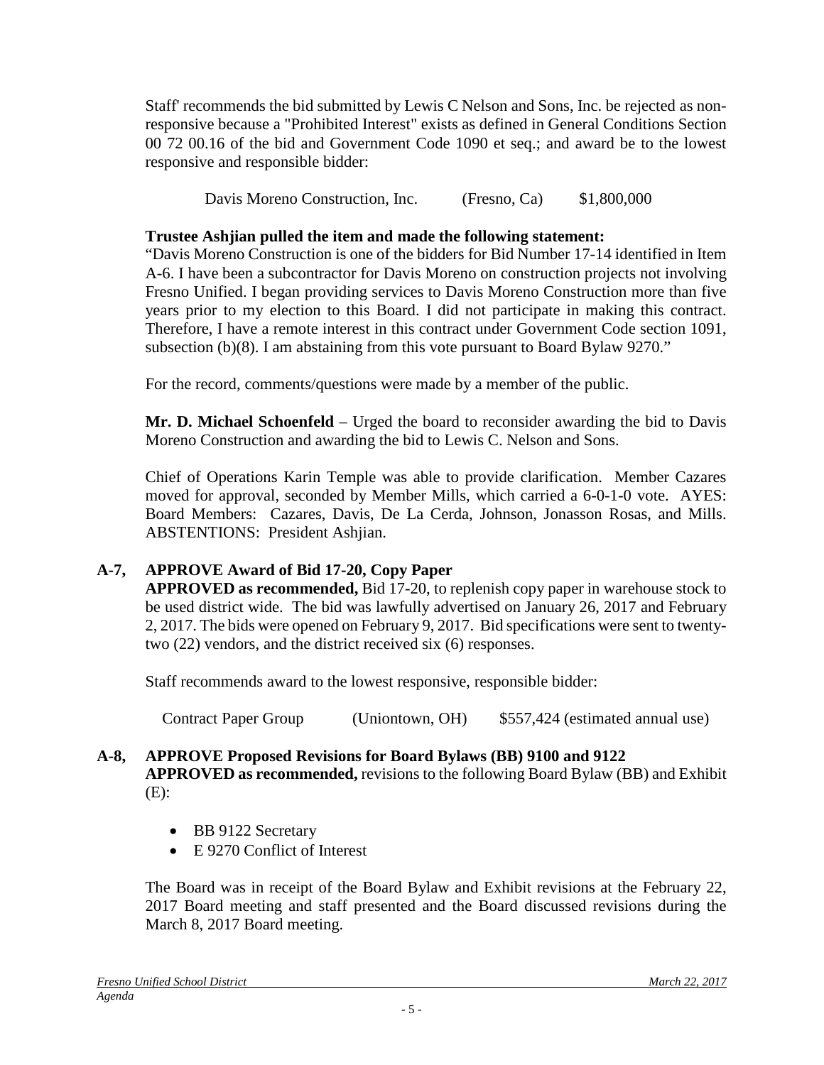Staff' recommends the bid submitted by Lewis C Nelson and Sons, Inc. be rejected as non-responsive because a "Prohibited Interest" exists as defined in General Conditions Section 00 72 00.16 of the bid and Government Code 1090 et seq.; and award be to the lowest responsive and responsible bidder:

Davis Moreno Construction, Inc. (Fresno, Ca) $1,800,000

**Trustee Ashjian pulled the item and made the following statement:**
"Davis Moreno Construction is one of the bidders for Bid Number 17-14 identified in Item A-6. I have been a subcontractor for Davis Moreno on construction projects not involving Fresno Unified. I began providing services to Davis Moreno Construction more than five years prior to my election to this Board. I did not participate in making this contract. Therefore, I have a remote interest in this contract under Government Code section 1091, subsection (b)(8). I am abstaining from this vote pursuant to Board Bylaw 9270."

For the record, comments/questions were made by a member of the public.

**Mr. D. Michael Schoenfeld** – Urged the board to reconsider awarding the bid to Davis Moreno Construction and awarding the bid to Lewis C. Nelson and Sons.

Chief of Operations Karin Temple was able to provide clarification. Member Cazares moved for approval, seconded by Member Mills, which carried a 6-0-1-0 vote. AYES: Board Members: Cazares, Davis, De La Cerda, Johnson, Jonasson Rosas, and Mills. ABSTENTIONS: President Ashjian.

**A-7, APPROVE Award of Bid 17-20, Copy Paper**
**APPROVED as recommended,** Bid 17-20, to replenish copy paper in warehouse stock to be used district wide. The bid was lawfully advertised on January 26, 2017 and February 2, 2017. The bids were opened on February 9, 2017. Bid specifications were sent to twenty-two (22) vendors, and the district received six (6) responses.

Staff recommends award to the lowest responsive, responsible bidder:

Contract Paper Group (Uniontown, OH) $557,424 (estimated annual use)

**A-8, APPROVE Proposed Revisions for Board Bylaws (BB) 9100 and 9122**
**APPROVED as recommended,** revisions to the following Board Bylaw (BB) and Exhibit (E):

- BB 9122 Secretary
- E 9270 Conflict of Interest

The Board was in receipt of the Board Bylaw and Exhibit revisions at the February 22, 2017 Board meeting and staff presented and the Board discussed revisions during the March 8, 2017 Board meeting.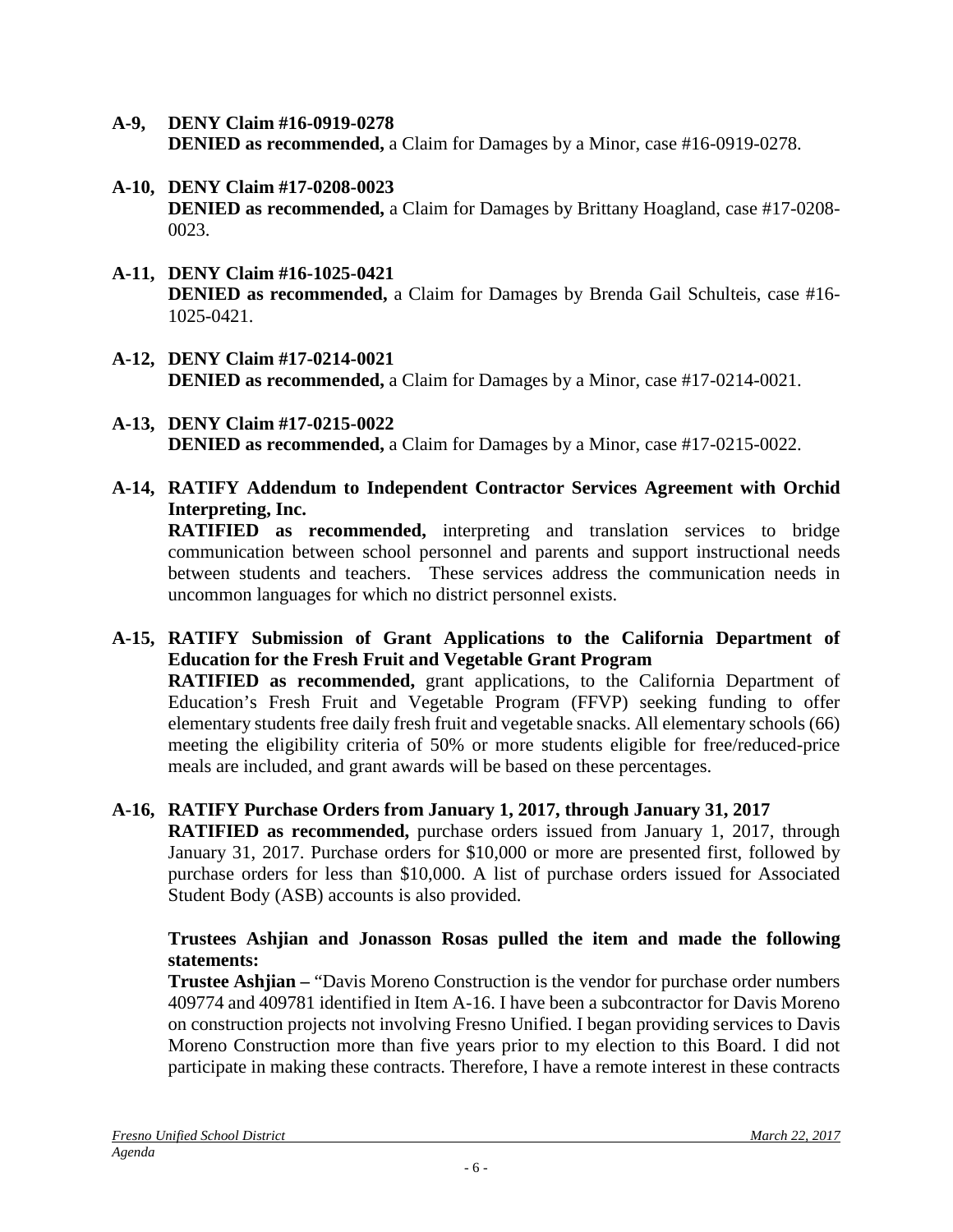**A-9, DENY Claim #16-0919-0278**
**DENIED as recommended,** a Claim for Damages by a Minor, case #16-0919-0278.

**A-10, DENY Claim #17-0208-0023**
**DENIED as recommended,** a Claim for Damages by Brittany Hoagland, case #17-0208-0023.

**A-11, DENY Claim #16-1025-0421**
**DENIED as recommended,** a Claim for Damages by Brenda Gail Schulteis, case #16-1025-0421.

**A-12, DENY Claim #17-0214-0021**
**DENIED as recommended,** a Claim for Damages by a Minor, case #17-0214-0021.

**A-13, DENY Claim #17-0215-0022**
**DENIED as recommended,** a Claim for Damages by a Minor, case #17-0215-0022.

**A-14, RATIFY Addendum to Independent Contractor Services Agreement with Orchid Interpreting, Inc.**
**RATIFIED as recommended,** interpreting and translation services to bridge communication between school personnel and parents and support instructional needs between students and teachers. These services address the communication needs in uncommon languages for which no district personnel exists.

**A-15, RATIFY Submission of Grant Applications to the California Department of Education for the Fresh Fruit and Vegetable Grant Program**
**RATIFIED as recommended,** grant applications, to the California Department of Education's Fresh Fruit and Vegetable Program (FFVP) seeking funding to offer elementary students free daily fresh fruit and vegetable snacks. All elementary schools (66) meeting the eligibility criteria of 50% or more students eligible for free/reduced-price meals are included, and grant awards will be based on these percentages.

**A-16, RATIFY Purchase Orders from January 1, 2017, through January 31, 2017**
**RATIFIED as recommended,** purchase orders issued from January 1, 2017, through January 31, 2017. Purchase orders for $10,000 or more are presented first, followed by purchase orders for less than $10,000. A list of purchase orders issued for Associated Student Body (ASB) accounts is also provided.

**Trustees Ashjian and Jonasson Rosas pulled the item and made the following statements:**
**Trustee Ashjian –** "Davis Moreno Construction is the vendor for purchase order numbers 409774 and 409781 identified in Item A-16. I have been a subcontractor for Davis Moreno on construction projects not involving Fresno Unified. I began providing services to Davis Moreno Construction more than five years prior to my election to this Board. I did not participate in making these contracts. Therefore, I have a remote interest in these contracts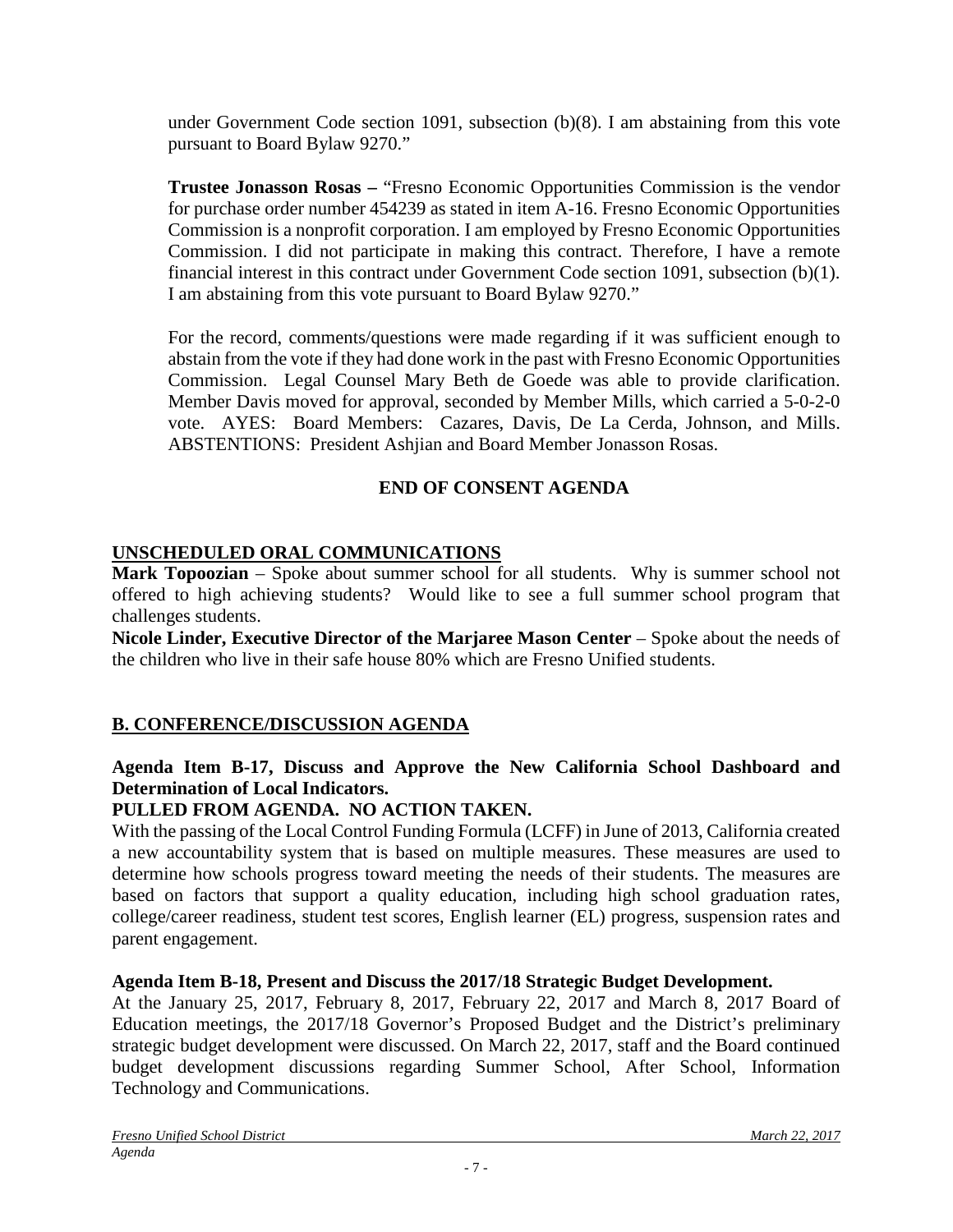under Government Code section 1091, subsection (b)(8). I am abstaining from this vote pursuant to Board Bylaw 9270."

**Trustee Jonasson Rosas –** "Fresno Economic Opportunities Commission is the vendor for purchase order number 454239 as stated in item A-16. Fresno Economic Opportunities Commission is a nonprofit corporation. I am employed by Fresno Economic Opportunities Commission. I did not participate in making this contract. Therefore, I have a remote financial interest in this contract under Government Code section 1091, subsection (b)(1). I am abstaining from this vote pursuant to Board Bylaw 9270."

For the record, comments/questions were made regarding if it was sufficient enough to abstain from the vote if they had done work in the past with Fresno Economic Opportunities Commission. Legal Counsel Mary Beth de Goede was able to provide clarification. Member Davis moved for approval, seconded by Member Mills, which carried a 5-0-2-0 vote. AYES: Board Members: Cazares, Davis, De La Cerda, Johnson, and Mills. ABSTENTIONS: President Ashjian and Board Member Jonasson Rosas.

**END OF CONSENT AGENDA**

## UNSCHEDULED ORAL COMMUNICATIONS

**Mark Topoozian** – Spoke about summer school for all students. Why is summer school not offered to high achieving students? Would like to see a full summer school program that challenges students.

**Nicole Linder, Executive Director of the Marjaree Mason Center** – Spoke about the needs of the children who live in their safe house 80% which are Fresno Unified students.

## B. CONFERENCE/DISCUSSION AGENDA

**Agenda Item B-17, Discuss and Approve the New California School Dashboard and Determination of Local Indicators.**

**PULLED FROM AGENDA. NO ACTION TAKEN.**

With the passing of the Local Control Funding Formula (LCFF) in June of 2013, California created a new accountability system that is based on multiple measures. These measures are used to determine how schools progress toward meeting the needs of their students. The measures are based on factors that support a quality education, including high school graduation rates, college/career readiness, student test scores, English learner (EL) progress, suspension rates and parent engagement.

**Agenda Item B-18, Present and Discuss the 2017/18 Strategic Budget Development.**

At the January 25, 2017, February 8, 2017, February 22, 2017 and March 8, 2017 Board of Education meetings, the 2017/18 Governor's Proposed Budget and the District's preliminary strategic budget development were discussed. On March 22, 2017, staff and the Board continued budget development discussions regarding Summer School, After School, Information Technology and Communications.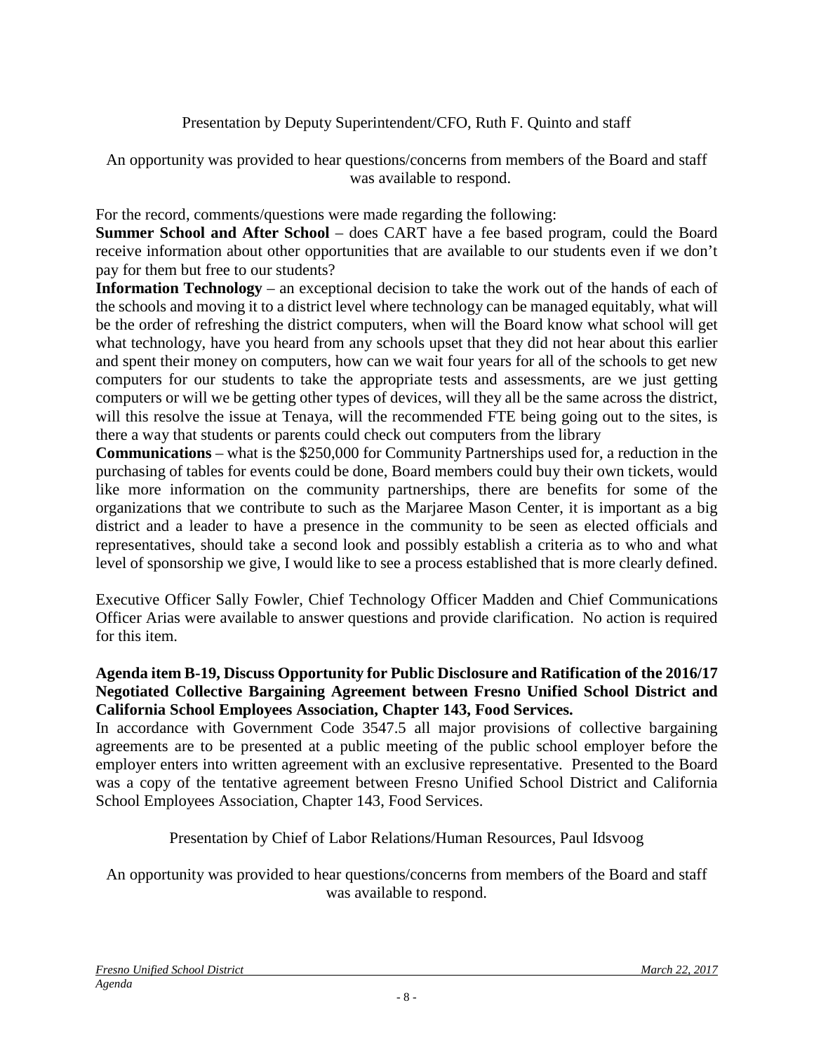Presentation by Deputy Superintendent/CFO, Ruth F. Quinto and staff

An opportunity was provided to hear questions/concerns from members of the Board and staff was available to respond.

For the record, comments/questions were made regarding the following:

**Summer School and After School** – does CART have a fee based program, could the Board receive information about other opportunities that are available to our students even if we don't pay for them but free to our students?

**Information Technology** – an exceptional decision to take the work out of the hands of each of the schools and moving it to a district level where technology can be managed equitably, what will be the order of refreshing the district computers, when will the Board know what school will get what technology, have you heard from any schools upset that they did not hear about this earlier and spent their money on computers, how can we wait four years for all of the schools to get new computers for our students to take the appropriate tests and assessments, are we just getting computers or will we be getting other types of devices, will they all be the same across the district, will this resolve the issue at Tenaya, will the recommended FTE being going out to the sites, is there a way that students or parents could check out computers from the library

**Communications** – what is the $250,000 for Community Partnerships used for, a reduction in the purchasing of tables for events could be done, Board members could buy their own tickets, would like more information on the community partnerships, there are benefits for some of the organizations that we contribute to such as the Marjaree Mason Center, it is important as a big district and a leader to have a presence in the community to be seen as elected officials and representatives, should take a second look and possibly establish a criteria as to who and what level of sponsorship we give, I would like to see a process established that is more clearly defined.

Executive Officer Sally Fowler, Chief Technology Officer Madden and Chief Communications Officer Arias were available to answer questions and provide clarification. No action is required for this item.

**Agenda item B-19, Discuss Opportunity for Public Disclosure and Ratification of the 2016/17 Negotiated Collective Bargaining Agreement between Fresno Unified School District and California School Employees Association, Chapter 143, Food Services.**

In accordance with Government Code 3547.5 all major provisions of collective bargaining agreements are to be presented at a public meeting of the public school employer before the employer enters into written agreement with an exclusive representative. Presented to the Board was a copy of the tentative agreement between Fresno Unified School District and California School Employees Association, Chapter 143, Food Services.

Presentation by Chief of Labor Relations/Human Resources, Paul Idsvoog

An opportunity was provided to hear questions/concerns from members of the Board and staff was available to respond.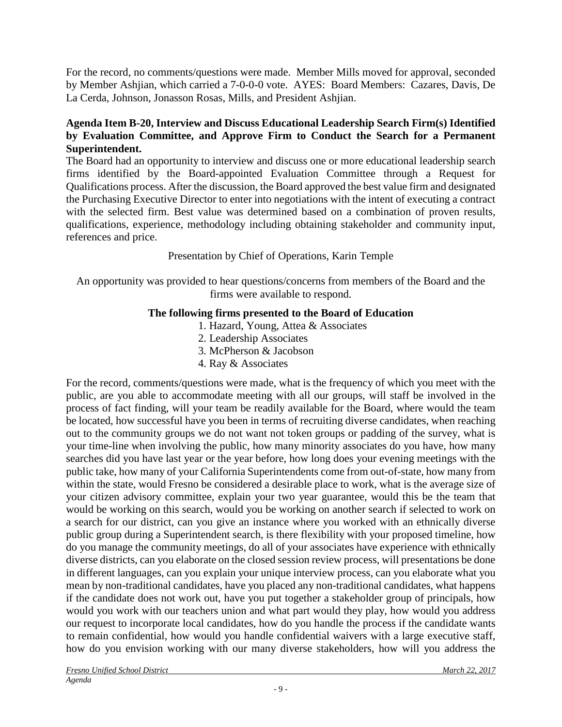For the record, no comments/questions were made. Member Mills moved for approval, seconded by Member Ashjian, which carried a 7-0-0-0 vote. AYES: Board Members: Cazares, Davis, De La Cerda, Johnson, Jonasson Rosas, Mills, and President Ashjian.

**Agenda Item B-20, Interview and Discuss Educational Leadership Search Firm(s) Identified by Evaluation Committee, and Approve Firm to Conduct the Search for a Permanent Superintendent.**

The Board had an opportunity to interview and discuss one or more educational leadership search firms identified by the Board-appointed Evaluation Committee through a Request for Qualifications process. After the discussion, the Board approved the best value firm and designated the Purchasing Executive Director to enter into negotiations with the intent of executing a contract with the selected firm. Best value was determined based on a combination of proven results, qualifications, experience, methodology including obtaining stakeholder and community input, references and price.

Presentation by Chief of Operations, Karin Temple

An opportunity was provided to hear questions/concerns from members of the Board and the firms were available to respond.

**The following firms presented to the Board of Education**

1. Hazard, Young, Attea & Associates
2. Leadership Associates
3. McPherson & Jacobson
4. Ray & Associates

For the record, comments/questions were made, what is the frequency of which you meet with the public, are you able to accommodate meeting with all our groups, will staff be involved in the process of fact finding, will your team be readily available for the Board, where would the team be located, how successful have you been in terms of recruiting diverse candidates, when reaching out to the community groups we do not want not token groups or padding of the survey, what is your time-line when involving the public, how many minority associates do you have, how many searches did you have last year or the year before, how long does your evening meetings with the public take, how many of your California Superintendents come from out-of-state, how many from within the state, would Fresno be considered a desirable place to work, what is the average size of your citizen advisory committee, explain your two year guarantee, would this be the team that would be working on this search, would you be working on another search if selected to work on a search for our district, can you give an instance where you worked with an ethnically diverse public group during a Superintendent search, is there flexibility with your proposed timeline, how do you manage the community meetings, do all of your associates have experience with ethnically diverse districts, can you elaborate on the closed session review process, will presentations be done in different languages, can you explain your unique interview process, can you elaborate what you mean by non-traditional candidates, have you placed any non-traditional candidates, what happens if the candidate does not work out, have you put together a stakeholder group of principals, how would you work with our teachers union and what part would they play, how would you address our request to incorporate local candidates, how do you handle the process if the candidate wants to remain confidential, how would you handle confidential waivers with a large executive staff, how do you envision working with our many diverse stakeholders, how will you address the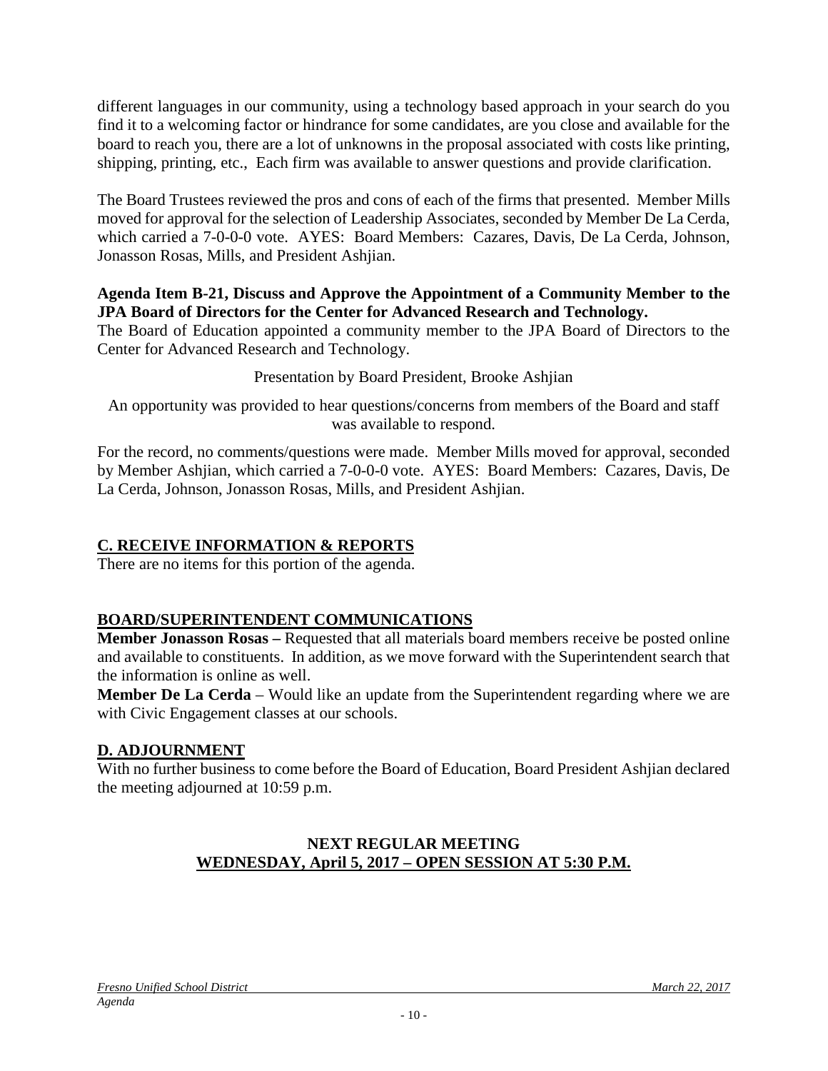different languages in our community, using a technology based approach in your search do you find it to a welcoming factor or hindrance for some candidates, are you close and available for the board to reach you, there are a lot of unknowns in the proposal associated with costs like printing, shipping, printing, etc., Each firm was available to answer questions and provide clarification.

The Board Trustees reviewed the pros and cons of each of the firms that presented. Member Mills moved for approval for the selection of Leadership Associates, seconded by Member De La Cerda, which carried a 7-0-0-0 vote. AYES: Board Members: Cazares, Davis, De La Cerda, Johnson, Jonasson Rosas, Mills, and President Ashjian.

**Agenda Item B-21, Discuss and Approve the Appointment of a Community Member to the JPA Board of Directors for the Center for Advanced Research and Technology.**
The Board of Education appointed a community member to the JPA Board of Directors to the Center for Advanced Research and Technology.

Presentation by Board President, Brooke Ashjian

An opportunity was provided to hear questions/concerns from members of the Board and staff was available to respond.

For the record, no comments/questions were made. Member Mills moved for approval, seconded by Member Ashjian, which carried a 7-0-0-0 vote. AYES: Board Members: Cazares, Davis, De La Cerda, Johnson, Jonasson Rosas, Mills, and President Ashjian.

## C. RECEIVE INFORMATION & REPORTS

There are no items for this portion of the agenda.

## BOARD/SUPERINTENDENT COMMUNICATIONS

**Member Jonasson Rosas –** Requested that all materials board members receive be posted online and available to constituents. In addition, as we move forward with the Superintendent search that the information is online as well.

**Member De La Cerda** – Would like an update from the Superintendent regarding where we are with Civic Engagement classes at our schools.

## D. ADJOURNMENT

With no further business to come before the Board of Education, Board President Ashjian declared the meeting adjourned at 10:59 p.m.

**NEXT REGULAR MEETING**
**WEDNESDAY, April 5, 2017 – OPEN SESSION AT 5:30 P.M.**